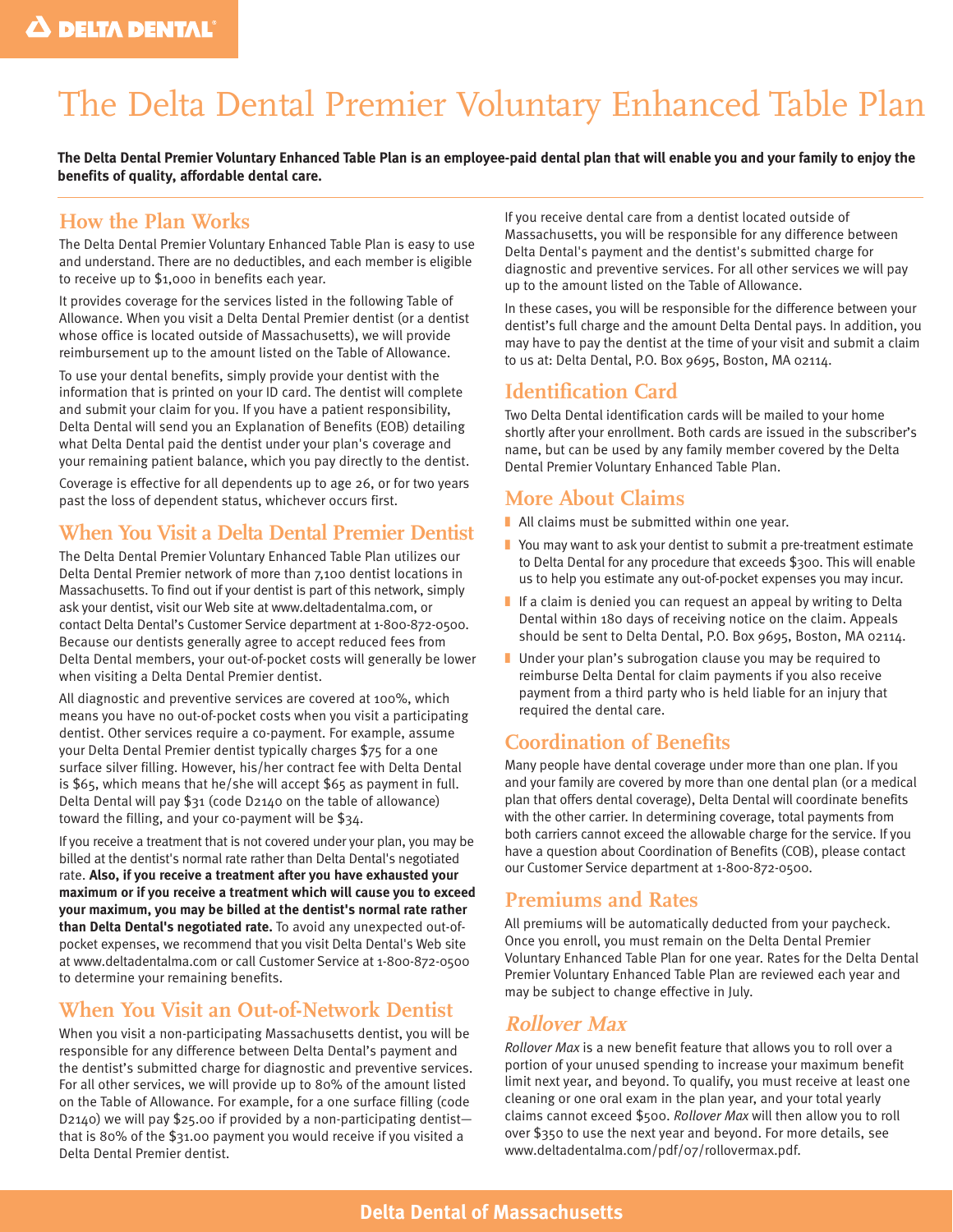# The Delta Dental Premier Voluntary Enhanced Table Plan

**The Delta Dental Premier Voluntary Enhanced Table Plan is an employee-paid dental plan that will enable you and your family to enjoy the benefits of quality, affordable dental care.**

## How the Plan Works

The Delta Dental Premier Voluntary Enhanced Table Plan is easy to use and understand. There are no deductibles, and each member is eligible to receive up to $1,000 in benefits each year.

It provides coverage for the services listed in the following Table of Allowance. When you visit a Delta Dental Premier dentist (or a dentist whose office is located outside of Massachusetts), we will provide reimbursement up to the amount listed on the Table of Allowance.

To use your dental benefits, simply provide your dentist with the information that is printed on your ID card. The dentist will complete and submit your claim for you. If you have a patient responsibility, Delta Dental will send you an Explanation of Benefits (EOB) detailing what Delta Dental paid the dentist under your plan's coverage and your remaining patient balance, which you pay directly to the dentist.

Coverage is effective for all dependents up to age 26, or for two years past the loss of dependent status, whichever occurs first.

## When You Visit a Delta Dental Premier Dentist

The Delta Dental Premier Voluntary Enhanced Table Plan utilizes our Delta Dental Premier network of more than 7,100 dentist locations in Massachusetts. To find out if your dentist is part of this network, simply ask your dentist, visit our Web site at www.deltadentalma.com, or contact Delta Dental's Customer Service department at 1-800-872-0500. Because our dentists generally agree to accept reduced fees from Delta Dental members, your out-of-pocket costs will generally be lower when visiting a Delta Dental Premier dentist.

All diagnostic and preventive services are covered at 100%, which means you have no out-of-pocket costs when you visit a participating dentist. Other services require a co-payment. For example, assume your Delta Dental Premier dentist typically charges $75 for a one surface silver filling. However, his/her contract fee with Delta Dental is $65, which means that he/she will accept $65 as payment in full. Delta Dental will pay $31 (code D2140 on the table of allowance) toward the filling, and your co-payment will be $34.

If you receive a treatment that is not covered under your plan, you may be billed at the dentist's normal rate rather than Delta Dental's negotiated rate. **Also, if you receive a treatment after you have exhausted your maximum or if you receive a treatment which will cause you to exceed your maximum, you may be billed at the dentist's normal rate rather than Delta Dental's negotiated rate.** To avoid any unexpected out-of-pocket expenses, we recommend that you visit Delta Dental's Web site at www.deltadentalma.com or call Customer Service at 1-800-872-0500 to determine your remaining benefits.

## When You Visit an Out-of-Network Dentist

When you visit a non-participating Massachusetts dentist, you will be responsible for any difference between Delta Dental's payment and the dentist's submitted charge for diagnostic and preventive services. For all other services, we will provide up to 80% of the amount listed on the Table of Allowance. For example, for a one surface filling (code D2140) we will pay $25.00 if provided by a non-participating dentist—that is 80% of the $31.00 payment you would receive if you visited a Delta Dental Premier dentist.

If you receive dental care from a dentist located outside of Massachusetts, you will be responsible for any difference between Delta Dental's payment and the dentist's submitted charge for diagnostic and preventive services. For all other services we will pay up to the amount listed on the Table of Allowance.

In these cases, you will be responsible for the difference between your dentist's full charge and the amount Delta Dental pays. In addition, you may have to pay the dentist at the time of your visit and submit a claim to us at: Delta Dental, P.O. Box 9695, Boston, MA 02114.

## Identification Card

Two Delta Dental identification cards will be mailed to your home shortly after your enrollment. Both cards are issued in the subscriber's name, but can be used by any family member covered by the Delta Dental Premier Voluntary Enhanced Table Plan.

## More About Claims

- All claims must be submitted within one year.
- You may want to ask your dentist to submit a pre-treatment estimate to Delta Dental for any procedure that exceeds $300. This will enable us to help you estimate any out-of-pocket expenses you may incur.
- If a claim is denied you can request an appeal by writing to Delta Dental within 180 days of receiving notice on the claim. Appeals should be sent to Delta Dental, P.O. Box 9695, Boston, MA 02114.
- Under your plan's subrogation clause you may be required to reimburse Delta Dental for claim payments if you also receive payment from a third party who is held liable for an injury that required the dental care.

## Coordination of Benefits

Many people have dental coverage under more than one plan. If you and your family are covered by more than one dental plan (or a medical plan that offers dental coverage), Delta Dental will coordinate benefits with the other carrier. In determining coverage, total payments from both carriers cannot exceed the allowable charge for the service. If you have a question about Coordination of Benefits (COB), please contact our Customer Service department at 1-800-872-0500.

## Premiums and Rates

All premiums will be automatically deducted from your paycheck. Once you enroll, you must remain on the Delta Dental Premier Voluntary Enhanced Table Plan for one year. Rates for the Delta Dental Premier Voluntary Enhanced Table Plan are reviewed each year and may be subject to change effective in July.

## *Rollover Max*

*Rollover Max* is a new benefit feature that allows you to roll over a portion of your unused spending to increase your maximum benefit limit next year, and beyond. To qualify, you must receive at least one cleaning or one oral exam in the plan year, and your total yearly claims cannot exceed $500. *Rollover Max* will then allow you to roll over $350 to use the next year and beyond. For more details, see www.deltadentalma.com/pdf/07/rollovermax.pdf.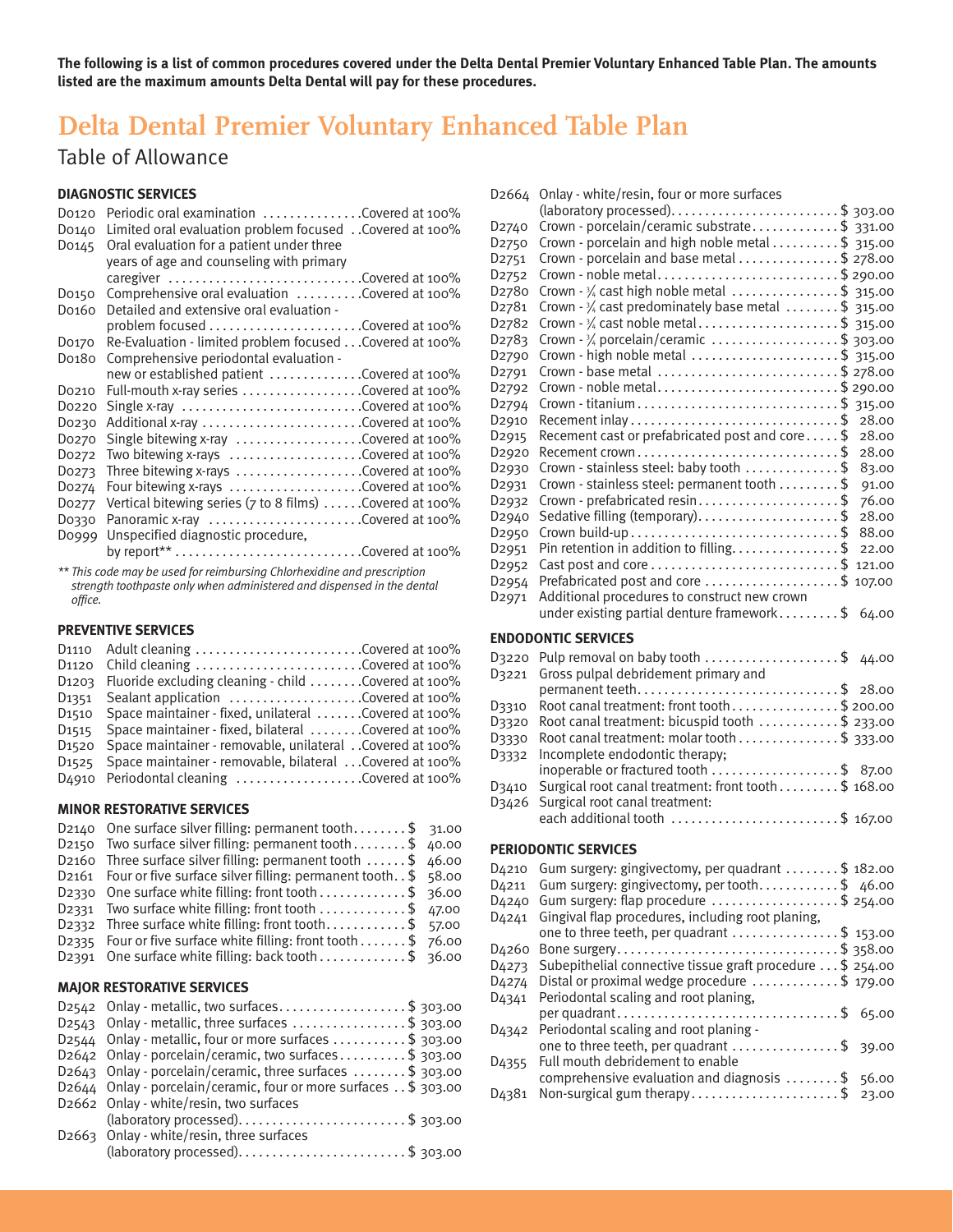**The following is a list of common procedures covered under the Delta Dental Premier Voluntary Enhanced Table Plan. The amounts listed are the maximum amounts Delta Dental will pay for these procedures.**

# Delta Dental Premier Voluntary Enhanced Table Plan

## Table of Allowance

### DIAGNOSTIC SERVICES

| Code | Procedure | Amount |
|---|---|---|
| D0120 | Periodic oral examination | Covered at 100% |
| D0140 | Limited oral evaluation problem focused | Covered at 100% |
| D0145 | Oral evaluation for a patient under three years of age and counseling with primary caregiver | Covered at 100% |
| D0150 | Comprehensive oral evaluation | Covered at 100% |
| D0160 | Detailed and extensive oral evaluation - problem focused | Covered at 100% |
| D0170 | Re-Evaluation - limited problem focused | Covered at 100% |
| D0180 | Comprehensive periodontal evaluation - new or established patient | Covered at 100% |
| D0210 | Full-mouth x-ray series | Covered at 100% |
| D0220 | Single x-ray | Covered at 100% |
| D0230 | Additional x-ray | Covered at 100% |
| D0270 | Single bitewing x-ray | Covered at 100% |
| D0272 | Two bitewing x-rays | Covered at 100% |
| D0273 | Three bitewing x-rays | Covered at 100% |
| D0274 | Four bitewing x-rays | Covered at 100% |
| D0277 | Vertical bitewing series (7 to 8 films) | Covered at 100% |
| D0330 | Panoramic x-ray | Covered at 100% |
| D0999 | Unspecified diagnostic procedure, by report** | Covered at 100% |

*** This code may be used for reimbursing Chlorhexidine and prescription strength toothpaste only when administered and dispensed in the dental office.*

### PREVENTIVE SERVICES

| Code | Procedure | Amount |
|---|---|---|
| D1110 | Adult cleaning | Covered at 100% |
| D1120 | Child cleaning | Covered at 100% |
| D1203 | Fluoride excluding cleaning - child | Covered at 100% |
| D1351 | Sealant application | Covered at 100% |
| D1510 | Space maintainer - fixed, unilateral | Covered at 100% |
| D1515 | Space maintainer - fixed, bilateral | Covered at 100% |
| D1520 | Space maintainer - removable, unilateral | Covered at 100% |
| D1525 | Space maintainer - removable, bilateral | Covered at 100% |
| D4910 | Periodontal cleaning | Covered at 100% |

### MINOR RESTORATIVE SERVICES

| Code | Procedure | Amount |
|---|---|---|
| D2140 | One surface silver filling: permanent tooth | $ 31.00 |
| D2150 | Two surface silver filling: permanent tooth | $ 40.00 |
| D2160 | Three surface silver filling: permanent tooth | $ 46.00 |
| D2161 | Four or five surface silver filling: permanent tooth | $ 58.00 |
| D2330 | One surface white filling: front tooth | $ 36.00 |
| D2331 | Two surface white filling: front tooth | $ 47.00 |
| D2332 | Three surface white filling: front tooth | $ 57.00 |
| D2335 | Four or five surface white filling: front tooth | $ 76.00 |
| D2391 | One surface white filling: back tooth | $ 36.00 |

### MAJOR RESTORATIVE SERVICES

| Code | Procedure | Amount |
|---|---|---|
| D2542 | Onlay - metallic, two surfaces | $ 303.00 |
| D2543 | Onlay - metallic, three surfaces | $ 303.00 |
| D2544 | Onlay - metallic, four or more surfaces | $ 303.00 |
| D2642 | Onlay - porcelain/ceramic, two surfaces | $ 303.00 |
| D2643 | Onlay - porcelain/ceramic, three surfaces | $ 303.00 |
| D2644 | Onlay - porcelain/ceramic, four or more surfaces | $ 303.00 |
| D2662 | Onlay - white/resin, two surfaces (laboratory processed) | $ 303.00 |
| D2663 | Onlay - white/resin, three surfaces (laboratory processed) | $ 303.00 |
| D2664 | Onlay - white/resin, four or more surfaces (laboratory processed) | $ 303.00 |
| D2740 | Crown - porcelain/ceramic substrate | $ 331.00 |
| D2750 | Crown - porcelain and high noble metal | $ 315.00 |
| D2751 | Crown - porcelain and base metal | $ 278.00 |
| D2752 | Crown - noble metal | $ 290.00 |
| D2780 | Crown - ¾ cast high noble metal | $ 315.00 |
| D2781 | Crown - ¾ cast predominately base metal | $ 315.00 |
| D2782 | Crown - ¾ cast noble metal | $ 315.00 |
| D2783 | Crown - ¾ porcelain/ceramic | $ 303.00 |
| D2790 | Crown - high noble metal | $ 315.00 |
| D2791 | Crown - base metal | $ 278.00 |
| D2792 | Crown - noble metal | $ 290.00 |
| D2794 | Crown - titanium | $ 315.00 |
| D2910 | Recement inlay | $ 28.00 |
| D2915 | Recement cast or prefabricated post and core | $ 28.00 |
| D2920 | Recement crown | $ 28.00 |
| D2930 | Crown - stainless steel: baby tooth | $ 83.00 |
| D2931 | Crown - stainless steel: permanent tooth | $ 91.00 |
| D2932 | Crown - prefabricated resin | $ 76.00 |
| D2940 | Sedative filling (temporary) | $ 28.00 |
| D2950 | Crown build-up | $ 88.00 |
| D2951 | Pin retention in addition to filling | $ 22.00 |
| D2952 | Cast post and core | $ 121.00 |
| D2954 | Prefabricated post and core | $ 107.00 |
| D2971 | Additional procedures to construct new crown under existing partial denture framework | $ 64.00 |

### ENDODONTIC SERVICES

| Code | Procedure | Amount |
|---|---|---|
| D3220 | Pulp removal on baby tooth | $ 44.00 |
| D3221 | Gross pulpal debridement primary and permanent teeth | $ 28.00 |
| D3310 | Root canal treatment: front tooth | $ 200.00 |
| D3320 | Root canal treatment: bicuspid tooth | $ 233.00 |
| D3330 | Root canal treatment: molar tooth | $ 333.00 |
| D3332 | Incomplete endodontic therapy; inoperable or fractured tooth | $ 87.00 |
| D3410 | Surgical root canal treatment: front tooth | $ 168.00 |
| D3426 | Surgical root canal treatment: each additional tooth | $ 167.00 |

### PERIODONTIC SERVICES

| Code | Procedure | Amount |
|---|---|---|
| D4210 | Gum surgery: gingivectomy, per quadrant | $ 182.00 |
| D4211 | Gum surgery: gingivectomy, per tooth | $ 46.00 |
| D4240 | Gum surgery: flap procedure | $ 254.00 |
| D4241 | Gingival flap procedures, including root planing, one to three teeth, per quadrant | $ 153.00 |
| D4260 | Bone surgery | $ 358.00 |
| D4273 | Subepithelial connective tissue graft procedure | $ 254.00 |
| D4274 | Distal or proximal wedge procedure | $ 179.00 |
| D4341 | Periodontal scaling and root planing, per quadrant | $ 65.00 |
| D4342 | Periodontal scaling and root planing - one to three teeth, per quadrant | $ 39.00 |
| D4355 | Full mouth debridement to enable comprehensive evaluation and diagnosis | $ 56.00 |
| D4381 | Non-surgical gum therapy | $ 23.00 |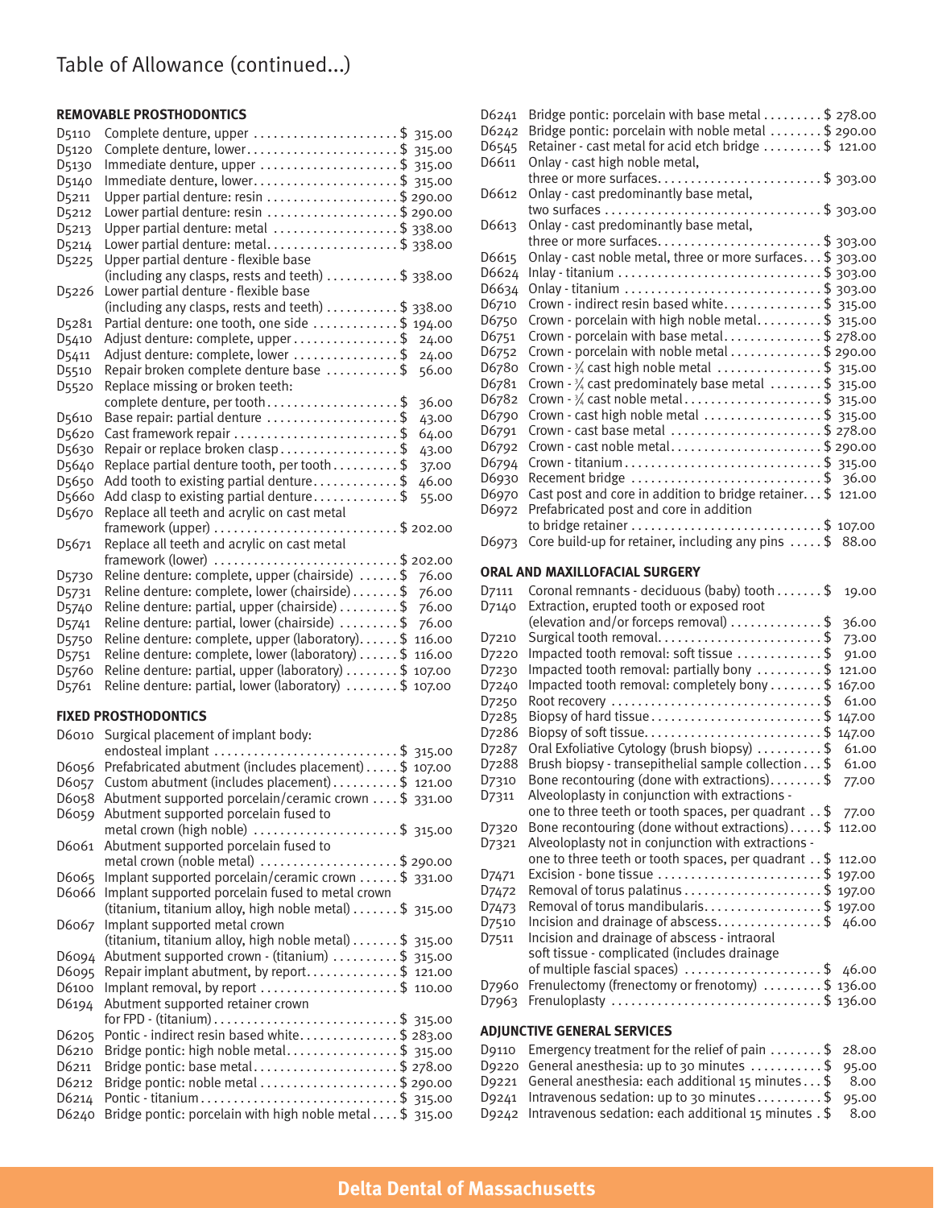# Table of Allowance (continued...)

### REMOVABLE PROSTHODONTICS

| Code | Description | Allowance |
|---|---|---|
| D5110 | Complete denture, upper | $ 315.00 |
| D5120 | Complete denture, lower | $ 315.00 |
| D5130 | Immediate denture, upper | $ 315.00 |
| D5140 | Immediate denture, lower | $ 315.00 |
| D5211 | Upper partial denture: resin | $ 290.00 |
| D5212 | Lower partial denture: resin | $ 290.00 |
| D5213 | Upper partial denture: metal | $ 338.00 |
| D5214 | Lower partial denture: metal | $ 338.00 |
| D5225 | Upper partial denture - flexible base (including any clasps, rests and teeth) | $ 338.00 |
| D5226 | Lower partial denture - flexible base (including any clasps, rests and teeth) | $ 338.00 |
| D5281 | Partial denture: one tooth, one side | $ 194.00 |
| D5410 | Adjust denture: complete, upper | $ 24.00 |
| D5411 | Adjust denture: complete, lower | $ 24.00 |
| D5510 | Repair broken complete denture base | $ 56.00 |
| D5520 | Replace missing or broken teeth: complete denture, per tooth | $ 36.00 |
| D5610 | Base repair: partial denture | $ 43.00 |
| D5620 | Cast framework repair | $ 64.00 |
| D5630 | Repair or replace broken clasp | $ 43.00 |
| D5640 | Replace partial denture tooth, per tooth | $ 37.00 |
| D5650 | Add tooth to existing partial denture | $ 46.00 |
| D5660 | Add clasp to existing partial denture | $ 55.00 |
| D5670 | Replace all teeth and acrylic on cast metal framework (upper) | $ 202.00 |
| D5671 | Replace all teeth and acrylic on cast metal framework (lower) | $ 202.00 |
| D5730 | Reline denture: complete, upper (chairside) | $ 76.00 |
| D5731 | Reline denture: complete, lower (chairside) | $ 76.00 |
| D5740 | Reline denture: partial, upper (chairside) | $ 76.00 |
| D5741 | Reline denture: partial, lower (chairside) | $ 76.00 |
| D5750 | Reline denture: complete, upper (laboratory) | $ 116.00 |
| D5751 | Reline denture: complete, lower (laboratory) | $ 116.00 |
| D5760 | Reline denture: partial, upper (laboratory) | $ 107.00 |
| D5761 | Reline denture: partial, lower (laboratory) | $ 107.00 |

### FIXED PROSTHODONTICS

| Code | Description | Allowance |
|---|---|---|
| D6010 | Surgical placement of implant body: endosteal implant | $ 315.00 |
| D6056 | Prefabricated abutment (includes placement) | $ 107.00 |
| D6057 | Custom abutment (includes placement) | $ 121.00 |
| D6058 | Abutment supported porcelain/ceramic crown | $ 331.00 |
| D6059 | Abutment supported porcelain fused to metal crown (high noble) | $ 315.00 |
| D6061 | Abutment supported porcelain fused to metal crown (noble metal) | $ 290.00 |
| D6065 | Implant supported porcelain/ceramic crown | $ 331.00 |
| D6066 | Implant supported porcelain fused to metal crown (titanium, titanium alloy, high noble metal) | $ 315.00 |
| D6067 | Implant supported metal crown (titanium, titanium alloy, high noble metal) | $ 315.00 |
| D6094 | Abutment supported crown - (titanium) | $ 315.00 |
| D6095 | Repair implant abutment, by report | $ 121.00 |
| D6100 | Implant removal, by report | $ 110.00 |
| D6194 | Abutment supported retainer crown for FPD - (titanium) | $ 315.00 |
| D6205 | Pontic - indirect resin based white | $ 283.00 |
| D6210 | Bridge pontic: high noble metal | $ 315.00 |
| D6211 | Bridge pontic: base metal | $ 278.00 |
| D6212 | Bridge pontic: noble metal | $ 290.00 |
| D6214 | Pontic - titanium | $ 315.00 |
| D6240 | Bridge pontic: porcelain with high noble metal | $ 315.00 |
| D6241 | Bridge pontic: porcelain with base metal | $ 278.00 |
| D6242 | Bridge pontic: porcelain with noble metal | $ 290.00 |
| D6545 | Retainer - cast metal for acid etch bridge | $ 121.00 |
| D6611 | Onlay - cast high noble metal, three or more surfaces | $ 303.00 |
| D6612 | Onlay - cast predominantly base metal, two surfaces | $ 303.00 |
| D6613 | Onlay - cast predominantly base metal, three or more surfaces | $ 303.00 |
| D6615 | Onlay - cast noble metal, three or more surfaces | $ 303.00 |
| D6624 | Inlay - titanium | $ 303.00 |
| D6634 | Onlay - titanium | $ 303.00 |
| D6710 | Crown - indirect resin based white | $ 315.00 |
| D6750 | Crown - porcelain with high noble metal | $ 315.00 |
| D6751 | Crown - porcelain with base metal | $ 278.00 |
| D6752 | Crown - porcelain with noble metal | $ 290.00 |
| D6780 | Crown - ¾ cast high noble metal | $ 315.00 |
| D6781 | Crown - ¾ cast predominately base metal | $ 315.00 |
| D6782 | Crown - ¾ cast noble metal | $ 315.00 |
| D6790 | Crown - cast high noble metal | $ 315.00 |
| D6791 | Crown - cast base metal | $ 278.00 |
| D6792 | Crown - cast noble metal | $ 290.00 |
| D6794 | Crown - titanium | $ 315.00 |
| D6930 | Recement bridge | $ 36.00 |
| D6970 | Cast post and core in addition to bridge retainer | $ 121.00 |
| D6972 | Prefabricated post and core in addition to bridge retainer | $ 107.00 |
| D6973 | Core build-up for retainer, including any pins | $ 88.00 |

### ORAL AND MAXILLOFACIAL SURGERY

| Code | Description | Allowance |
|---|---|---|
| D7111 | Coronal remnants - deciduous (baby) tooth | $ 19.00 |
| D7140 | Extraction, erupted tooth or exposed root (elevation and/or forceps removal) | $ 36.00 |
| D7210 | Surgical tooth removal | $ 73.00 |
| D7220 | Impacted tooth removal: soft tissue | $ 91.00 |
| D7230 | Impacted tooth removal: partially bony | $ 121.00 |
| D7240 | Impacted tooth removal: completely bony | $ 167.00 |
| D7250 | Root recovery | $ 61.00 |
| D7285 | Biopsy of hard tissue | $ 147.00 |
| D7286 | Biopsy of soft tissue | $ 147.00 |
| D7287 | Oral Exfoliative Cytology (brush biopsy) | $ 61.00 |
| D7288 | Brush biopsy - transepithelial sample collection | $ 61.00 |
| D7310 | Bone recontouring (done with extractions) | $ 77.00 |
| D7311 | Alveoloplasty in conjunction with extractions - one to three teeth or tooth spaces, per quadrant | $ 77.00 |
| D7320 | Bone recontouring (done without extractions) | $ 112.00 |
| D7321 | Alveoloplasty not in conjunction with extractions - one to three teeth or tooth spaces, per quadrant | $ 112.00 |
| D7471 | Excision - bone tissue | $ 197.00 |
| D7472 | Removal of torus palatinus | $ 197.00 |
| D7473 | Removal of torus mandibularis | $ 197.00 |
| D7510 | Incision and drainage of abscess | $ 46.00 |
| D7511 | Incision and drainage of abscess - intraoral soft tissue - complicated (includes drainage of multiple fascial spaces) | $ 46.00 |
| D7960 | Frenulectomy (frenectomy or frenotomy) | $ 136.00 |
| D7963 | Frenuloplasty | $ 136.00 |

### ADJUNCTIVE GENERAL SERVICES

| Code | Description | Allowance |
|---|---|---|
| D9110 | Emergency treatment for the relief of pain | $ 28.00 |
| D9220 | General anesthesia: up to 30 minutes | $ 95.00 |
| D9221 | General anesthesia: each additional 15 minutes | $ 8.00 |
| D9241 | Intravenous sedation: up to 30 minutes | $ 95.00 |
| D9242 | Intravenous sedation: each additional 15 minutes | $ 8.00 |

**Delta Dental of Massachusetts**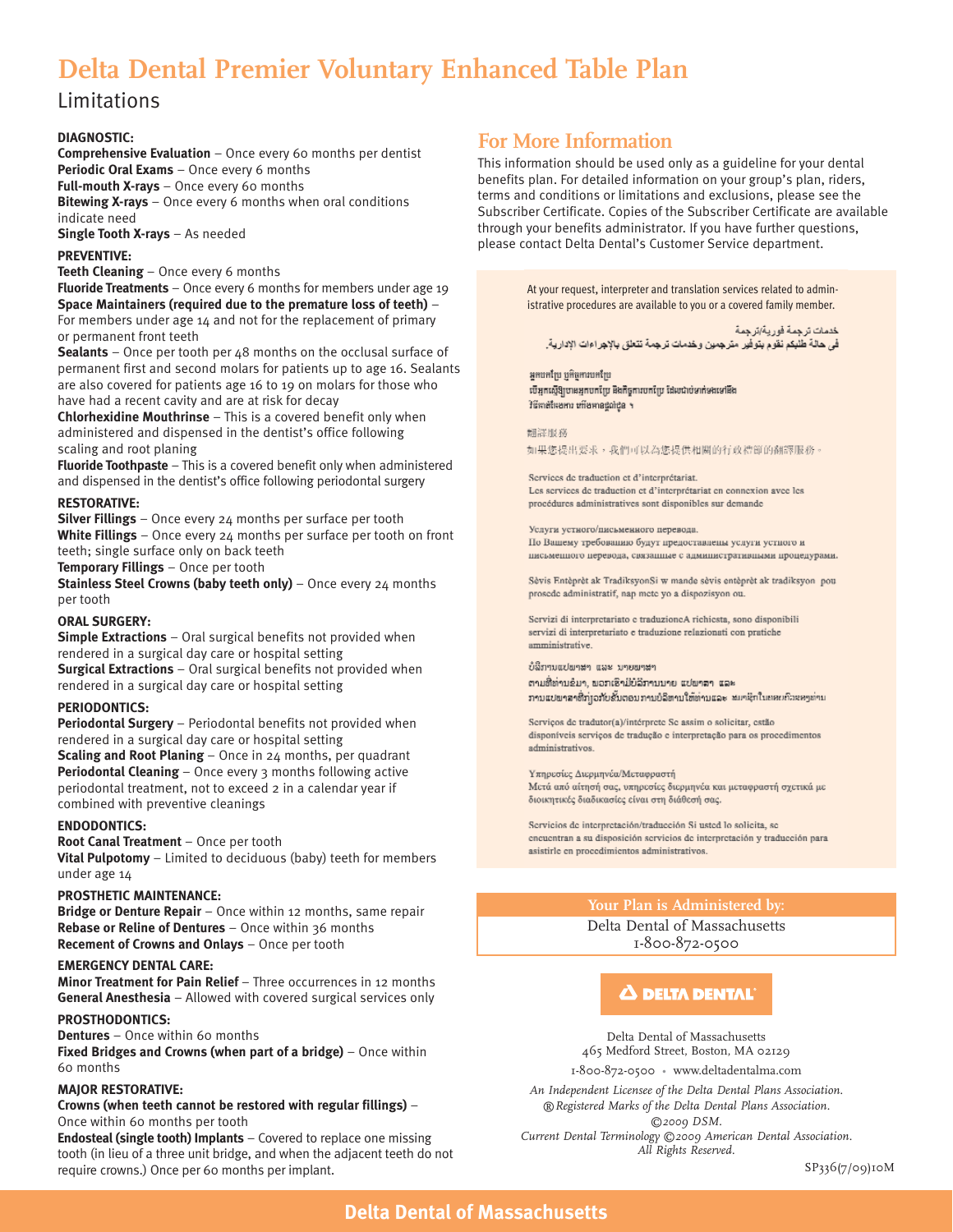# Delta Dental Premier Voluntary Enhanced Table Plan

## Limitations

**DIAGNOSTIC:**

**Comprehensive Evaluation** – Once every 60 months per dentist
**Periodic Oral Exams** – Once every 6 months
**Full-mouth X-rays** – Once every 60 months
**Bitewing X-rays** – Once every 6 months when oral conditions indicate need
**Single Tooth X-rays** – As needed

**PREVENTIVE:**

**Teeth Cleaning** – Once every 6 months
**Fluoride Treatments** – Once every 6 months for members under age 19
**Space Maintainers (required due to the premature loss of teeth)** – For members under age 14 and not for the replacement of primary or permanent front teeth
**Sealants** – Once per tooth per 48 months on the occlusal surface of permanent first and second molars for patients up to age 16. Sealants are also covered for patients age 16 to 19 on molars for those who have had a recent cavity and are at risk for decay
**Chlorhexidine Mouthrinse** – This is a covered benefit only when administered and dispensed in the dentist's office following scaling and root planing
**Fluoride Toothpaste** – This is a covered benefit only when administered and dispensed in the dentist's office following periodontal surgery

**RESTORATIVE:**

**Silver Fillings** – Once every 24 months per surface per tooth
**White Fillings** – Once every 24 months per surface per tooth on front teeth; single surface only on back teeth
**Temporary Fillings** – Once per tooth
**Stainless Steel Crowns (baby teeth only)** – Once every 24 months per tooth

**ORAL SURGERY:**

**Simple Extractions** – Oral surgical benefits not provided when rendered in a surgical day care or hospital setting
**Surgical Extractions** – Oral surgical benefits not provided when rendered in a surgical day care or hospital setting

**PERIODONTICS:**

**Periodontal Surgery** – Periodontal benefits not provided when rendered in a surgical day care or hospital setting
**Scaling and Root Planing** – Once in 24 months, per quadrant
**Periodontal Cleaning** – Once every 3 months following active periodontal treatment, not to exceed 2 in a calendar year if combined with preventive cleanings

**ENDODONTICS:**

**Root Canal Treatment** – Once per tooth
**Vital Pulpotomy** – Limited to deciduous (baby) teeth for members under age 14

**PROSTHETIC MAINTENANCE:**

**Bridge or Denture Repair** – Once within 12 months, same repair
**Rebase or Reline of Dentures** – Once within 36 months
**Recement of Crowns and Onlays** – Once per tooth

**EMERGENCY DENTAL CARE:**

**Minor Treatment for Pain Relief** – Three occurrences in 12 months
**General Anesthesia** – Allowed with covered surgical services only

**PROSTHODONTICS:**

**Dentures** – Once within 60 months
**Fixed Bridges and Crowns (when part of a bridge)** – Once within 60 months

**MAJOR RESTORATIVE:**

**Crowns (when teeth cannot be restored with regular fillings)** – Once within 60 months per tooth
**Endosteal (single tooth) Implants** – Covered to replace one missing tooth (in lieu of a three unit bridge, and when the adjacent teeth do not require crowns.) Once per 60 months per implant.

## For More Information

This information should be used only as a guideline for your dental benefits plan. For detailed information on your group's plan, riders, terms and conditions or limitations and exclusions, please see the Subscriber Certificate. Copies of the Subscriber Certificate are available through your benefits administrator. If you have further questions, please contact Delta Dental's Customer Service department.

At your request, interpreter and translation services related to administrative procedures are available to you or a covered family member.

خدمات ترجمة فورية/ترجمة
في حالة طلبكم نقوم بتوفير مترجمين وخدمات ترجمة تتعلق بالإجراءات الإدارية.

សេវាបកប្រែ ផ្ទាល់មាត់
បើអ្នកស្នើសុំ អ្នកបកប្រែ និងការបកប្រែ ដែលទាក់ទងនឹងដំណើរការរដ្ឋបាល នឹងមានសម្រាប់អ្នក ។

翻譯服務
如果您提出要求，我們可以為您提供相關的行政程序的翻譯服務。

Services de traduction et d'interprétariat.
Les services de traduction et d'interprétariat en connexion avec les procédures administratives sont disponibles sur demande

Услуги устного/письменного перевода.
По Вашему требованию будут предоставлены услуги устного и письменного перевода, связанные с административными процедурами.

Sèvis Entèprèt ak TradiksyonSi w mande sèvis entèprèt ak tradiksyon pou prosede administratif, nap mete yo a dispozisyon ou.

Servizi di interpretariato e traduzioneA richiesta, sono disponibili servizi di interpretariato e traduzione relazionati con pratiche amministrative.

ບໍລິການແປພາສາ ແລະ ນາຍພາສາ
ຕາມທີ່ທ່ານຂໍມາ, ພວກເຮົາມີບໍລິການນາຍ ແປພາສາ ແລະ ການແປພາສາທີ່ກ່ຽວກັບຂັ້ນຕອນການບໍລິຫານໃຫ້ທ່ານແລະ ສະມາຊິກໃນຄອບຄົວຂອງທ່ານ

Serviços de tradutor(a)/intérprete Se assim o solicitar, estão disponíveis serviços de tradução e interpretação para os procedimentos administrativos.

Υπηρεσίες Διερμηνέα/Μεταφραστή
Μετά από αίτησή σας, υπηρεσίες διερμηνέα και μεταφραστή σχετικά με διοικητικές διαδικασίες είναι στη διάθεσή σας.

Servicios de interpretación/traducción Si usted lo solicita, se encuentran a su disposición servicios de interpretación y traducción para asistirle en procedimientos administrativos.

**Your Plan is Administered by:**
Delta Dental of Massachusetts
1-800-872-0500

DELTA DENTAL®

Delta Dental of Massachusetts
465 Medford Street, Boston, MA 02129
1-800-872-0500 • www.deltadentalma.com

*An Independent Licensee of the Delta Dental Plans Association.*
*® Registered Marks of the Delta Dental Plans Association.*
*©2009 DSM.*
*Current Dental Terminology ©2009 American Dental Association. All Rights Reserved.*

SP336(7/09)10M

**Delta Dental of Massachusetts**